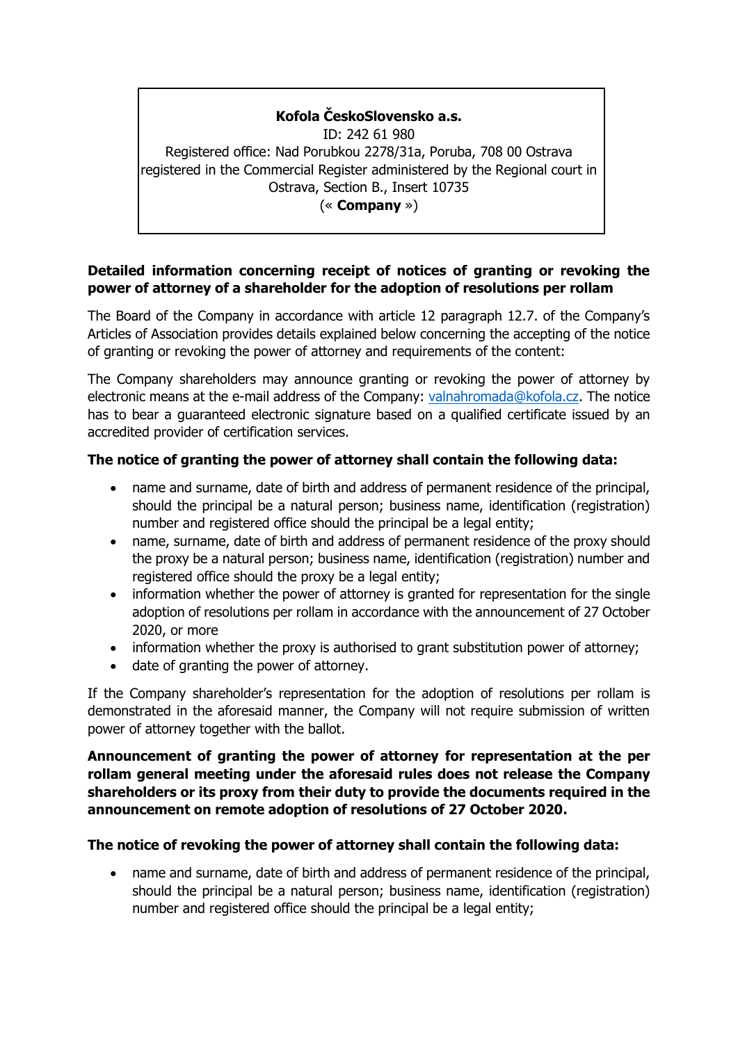**Kofola ČeskoSlovensko a.s.**
ID: 242 61 980
Registered office: Nad Porubkou 2278/31a, Poruba, 708 00 Ostrava
registered in the Commercial Register administered by the Regional court in Ostrava, Section B., Insert 10735
(« **Company** »)

**Detailed information concerning receipt of notices of granting or revoking the power of attorney of a shareholder for the adoption of resolutions per rollam**

The Board of the Company in accordance with article 12 paragraph 12.7. of the Company's Articles of Association provides details explained below concerning the accepting of the notice of granting or revoking the power of attorney and requirements of the content:

The Company shareholders may announce granting or revoking the power of attorney by electronic means at the e-mail address of the Company: valnahromada@kofola.cz. The notice has to bear a guaranteed electronic signature based on a qualified certificate issued by an accredited provider of certification services.

**The notice of granting the power of attorney shall contain the following data:**

- name and surname, date of birth and address of permanent residence of the principal, should the principal be a natural person; business name, identification (registration) number and registered office should the principal be a legal entity;
- name, surname, date of birth and address of permanent residence of the proxy should the proxy be a natural person; business name, identification (registration) number and registered office should the proxy be a legal entity;
- information whether the power of attorney is granted for representation for the single adoption of resolutions per rollam in accordance with the announcement of 27 October 2020, or more
- information whether the proxy is authorised to grant substitution power of attorney;
- date of granting the power of attorney.

If the Company shareholder's representation for the adoption of resolutions per rollam is demonstrated in the aforesaid manner, the Company will not require submission of written power of attorney together with the ballot.

**Announcement of granting the power of attorney for representation at the per rollam general meeting under the aforesaid rules does not release the Company shareholders or its proxy from their duty to provide the documents required in the announcement on remote adoption of resolutions of 27 October 2020.**

**The notice of revoking the power of attorney shall contain the following data:**

- name and surname, date of birth and address of permanent residence of the principal, should the principal be a natural person; business name, identification (registration) number and registered office should the principal be a legal entity;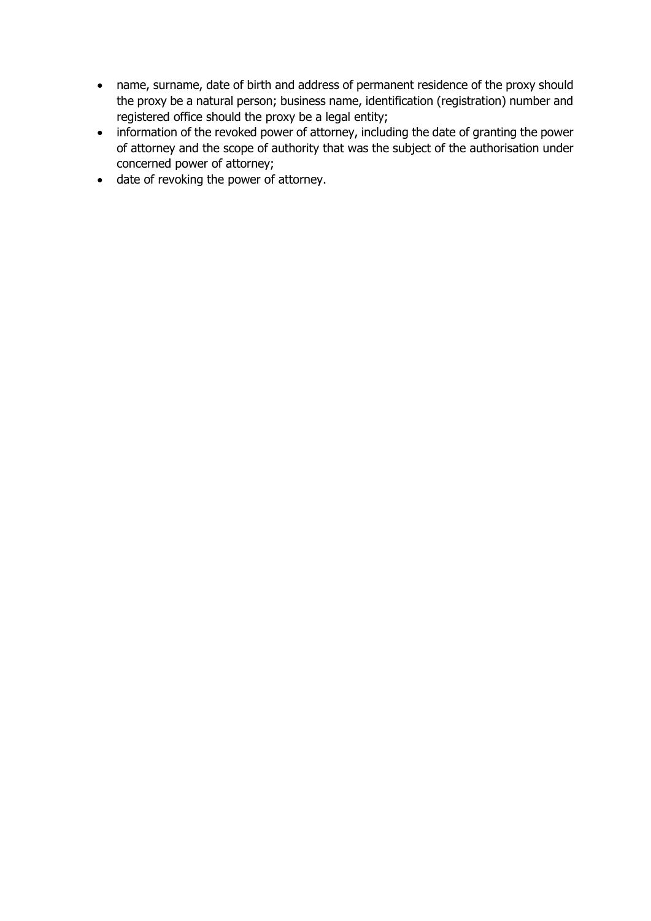- name, surname, date of birth and address of permanent residence of the proxy should the proxy be a natural person; business name, identification (registration) number and registered office should the proxy be a legal entity;
- information of the revoked power of attorney, including the date of granting the power of attorney and the scope of authority that was the subject of the authorisation under concerned power of attorney;
- date of revoking the power of attorney.